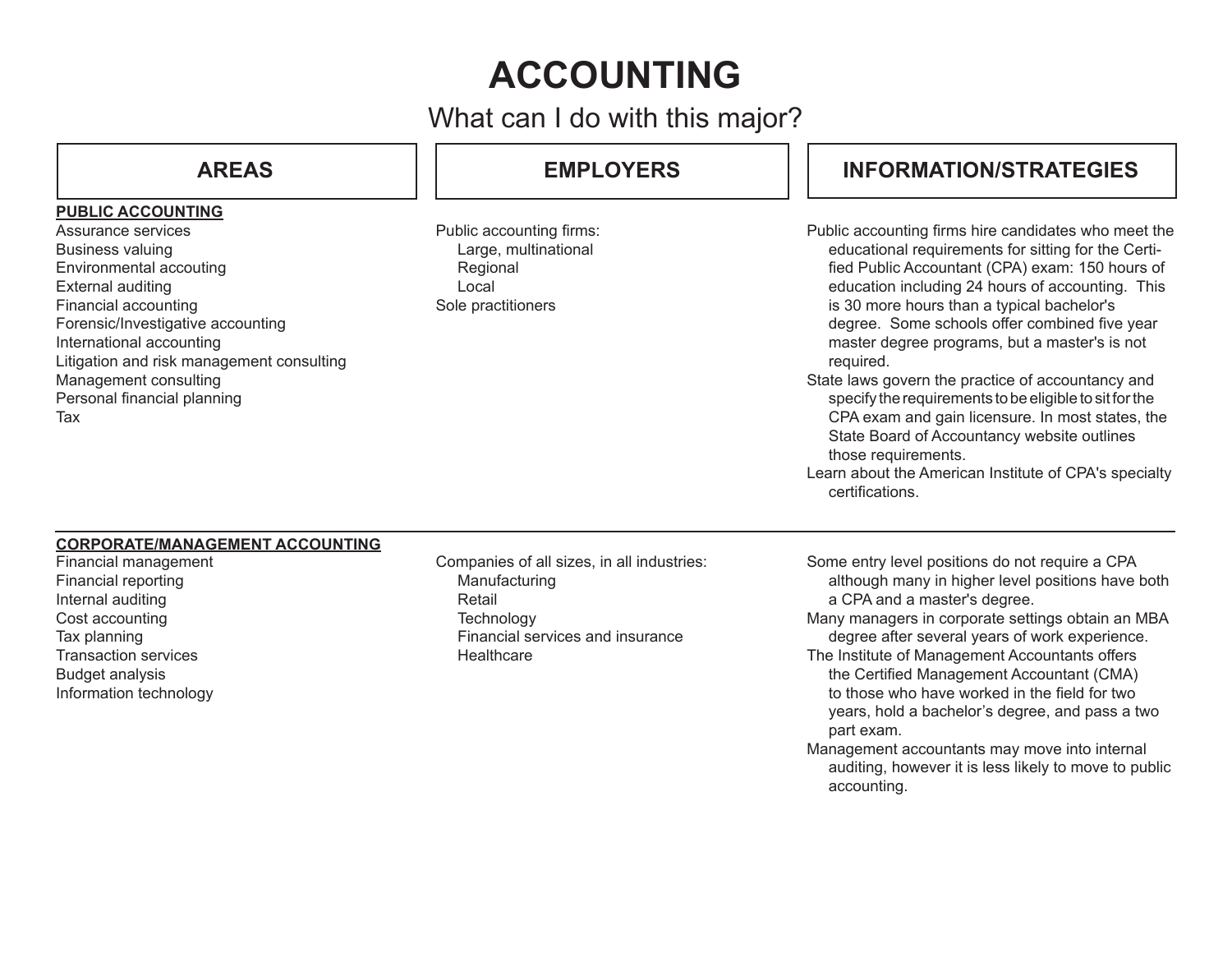# ACCOUNTING

## What can I do with this major?

| AREAS | EMPLOYERS | INFORMATION/STRATEGIES |
|---|---|---|
| **PUBLIC ACCOUNTING**<br>Assurance services<br>Business valuing<br>Environmental accouting<br>External auditing<br>Financial accounting<br>Forensic/Investigative accounting<br>International accounting<br>Litigation and risk management consulting<br>Management consulting<br>Personal financial planning<br>Tax | Public accounting firms:<br>Large, multinational<br>Regional<br>Local<br>Sole practitioners | Public accounting firms hire candidates who meet the educational requirements for sitting for the Certified Public Accountant (CPA) exam: 150 hours of education including 24 hours of accounting. This is 30 more hours than a typical bachelor's degree. Some schools offer combined five year master degree programs, but a master's is not required.<br>State laws govern the practice of accountancy and specify the requirements to be eligible to sit for the CPA exam and gain licensure. In most states, the State Board of Accountancy website outlines those requirements.<br>Learn about the American Institute of CPA's specialty certifications. |
| **CORPORATE/MANAGEMENT ACCOUNTING**<br>Financial management<br>Financial reporting<br>Internal auditing<br>Cost accounting<br>Tax planning<br>Transaction services<br>Budget analysis<br>Information technology | Companies of all sizes, in all industries:<br>Manufacturing<br>Retail<br>Technology<br>Financial services and insurance<br>Healthcare | Some entry level positions do not require a CPA although many in higher level positions have both a CPA and a master's degree.<br>Many managers in corporate settings obtain an MBA degree after several years of work experience.<br>The Institute of Management Accountants offers the Certified Management Accountant (CMA) to those who have worked in the field for two years, hold a bachelor's degree, and pass a two part exam.<br>Management accountants may move into internal auditing, however it is less likely to move to public accounting. |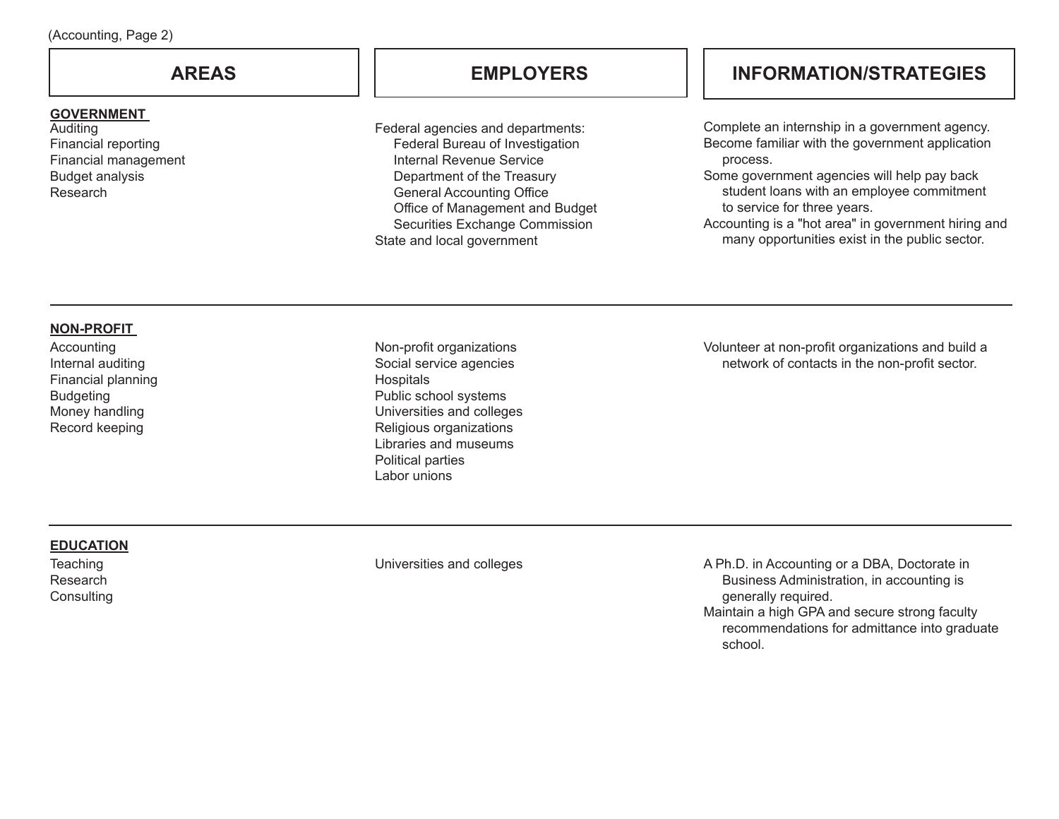(Accounting, Page 2)

| AREAS | EMPLOYERS | INFORMATION/STRATEGIES |
|---|---|---|
| **GOVERNMENT**<br>Auditing<br>Financial reporting<br>Financial management<br>Budget analysis<br>Research | Federal agencies and departments:<br>Federal Bureau of Investigation<br>Internal Revenue Service<br>Department of the Treasury<br>General Accounting Office<br>Office of Management and Budget<br>Securities Exchange Commission<br>State and local government | Complete an internship in a government agency.<br>Become familiar with the government application process.<br>Some government agencies will help pay back student loans with an employee commitment to service for three years.<br>Accounting is a "hot area" in government hiring and many opportunities exist in the public sector. |
| **NON-PROFIT**<br>Accounting<br>Internal auditing<br>Financial planning<br>Budgeting<br>Money handling<br>Record keeping | Non-profit organizations<br>Social service agencies<br>Hospitals<br>Public school systems<br>Universities and colleges<br>Religious organizations<br>Libraries and museums<br>Political parties<br>Labor unions | Volunteer at non-profit organizations and build a network of contacts in the non-profit sector. |
| **EDUCATION**<br>Teaching<br>Research<br>Consulting | Universities and colleges | A Ph.D. in Accounting or a DBA, Doctorate in Business Administration, in accounting is generally required.<br>Maintain a high GPA and secure strong faculty recommendations for admittance into graduate school. |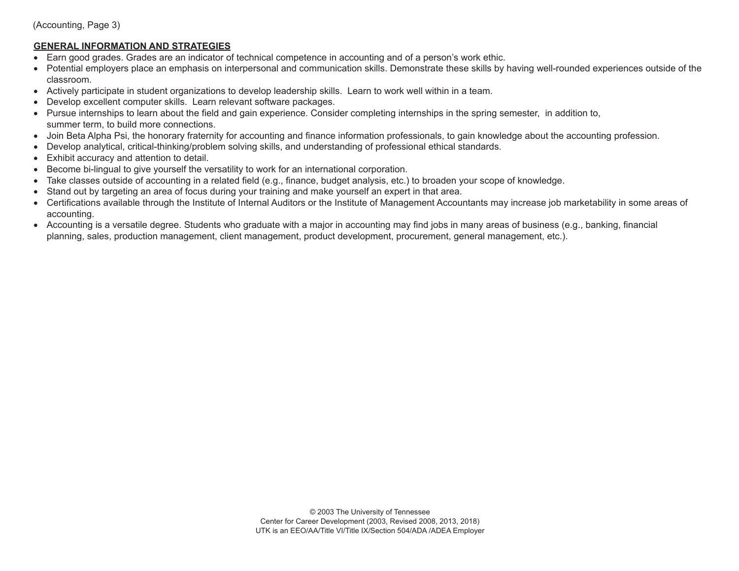## GENERAL INFORMATION AND STRATEGIES

- Earn good grades. Grades are an indicator of technical competence in accounting and of a person's work ethic.
- Potential employers place an emphasis on interpersonal and communication skills. Demonstrate these skills by having well-rounded experiences outside of the classroom.
- Actively participate in student organizations to develop leadership skills. Learn to work well within in a team.
- Develop excellent computer skills. Learn relevant software packages.
- Pursue internships to learn about the field and gain experience. Consider completing internships in the spring semester, in addition to, summer term, to build more connections.
- Join Beta Alpha Psi, the honorary fraternity for accounting and finance information professionals, to gain knowledge about the accounting profession.
- Develop analytical, critical-thinking/problem solving skills, and understanding of professional ethical standards.
- Exhibit accuracy and attention to detail.
- Become bi-lingual to give yourself the versatility to work for an international corporation.
- Take classes outside of accounting in a related field (e.g., finance, budget analysis, etc.) to broaden your scope of knowledge.
- Stand out by targeting an area of focus during your training and make yourself an expert in that area.
- Certifications available through the Institute of Internal Auditors or the Institute of Management Accountants may increase job marketability in some areas of accounting.
- Accounting is a versatile degree. Students who graduate with a major in accounting may find jobs in many areas of business (e.g., banking, financial planning, sales, production management, client management, product development, procurement, general management, etc.).

© 2003 The University of Tennessee
Center for Career Development (2003, Revised 2008, 2013, 2018)
UTK is an EEO/AA/Title VI/Title IX/Section 504/ADA /ADEA Employer